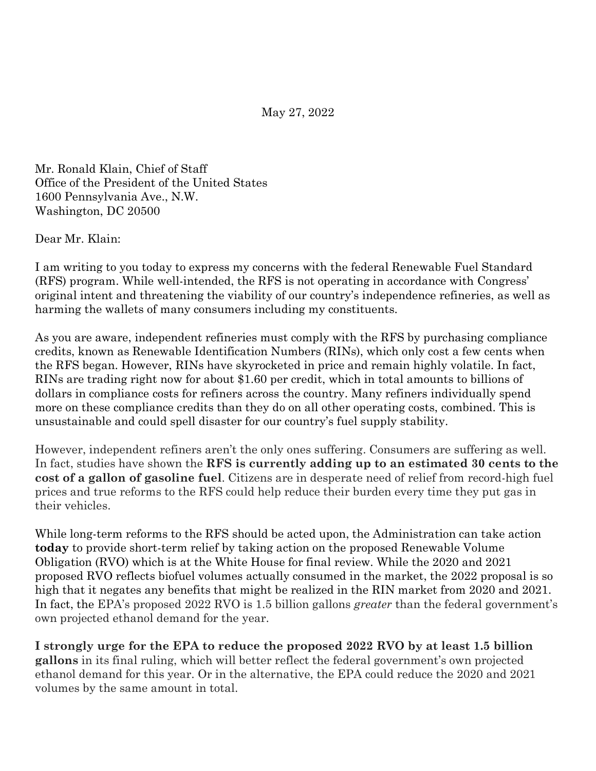May 27, 2022

Mr. Ronald Klain, Chief of Staff
Office of the President of the United States
1600 Pennsylvania Ave., N.W.
Washington, DC 20500

Dear Mr. Klain:

I am writing to you today to express my concerns with the federal Renewable Fuel Standard (RFS) program. While well-intended, the RFS is not operating in accordance with Congress' original intent and threatening the viability of our country's independence refineries, as well as harming the wallets of many consumers including my constituents.

As you are aware, independent refineries must comply with the RFS by purchasing compliance credits, known as Renewable Identification Numbers (RINs), which only cost a few cents when the RFS began. However, RINs have skyrocketed in price and remain highly volatile. In fact, RINs are trading right now for about $1.60 per credit, which in total amounts to billions of dollars in compliance costs for refiners across the country. Many refiners individually spend more on these compliance credits than they do on all other operating costs, combined. This is unsustainable and could spell disaster for our country's fuel supply stability.

However, independent refiners aren't the only ones suffering. Consumers are suffering as well. In fact, studies have shown the **RFS is currently adding up to an estimated 30 cents to the cost of a gallon of gasoline fuel**. Citizens are in desperate need of relief from record-high fuel prices and true reforms to the RFS could help reduce their burden every time they put gas in their vehicles.

While long-term reforms to the RFS should be acted upon, the Administration can take action **today** to provide short-term relief by taking action on the proposed Renewable Volume Obligation (RVO) which is at the White House for final review. While the 2020 and 2021 proposed RVO reflects biofuel volumes actually consumed in the market, the 2022 proposal is so high that it negates any benefits that might be realized in the RIN market from 2020 and 2021. In fact, the EPA's proposed 2022 RVO is 1.5 billion gallons *greater* than the federal government's own projected ethanol demand for the year.

**I strongly urge for the EPA to reduce the proposed 2022 RVO by at least 1.5 billion gallons** in its final ruling, which will better reflect the federal government's own projected ethanol demand for this year. Or in the alternative, the EPA could reduce the 2020 and 2021 volumes by the same amount in total.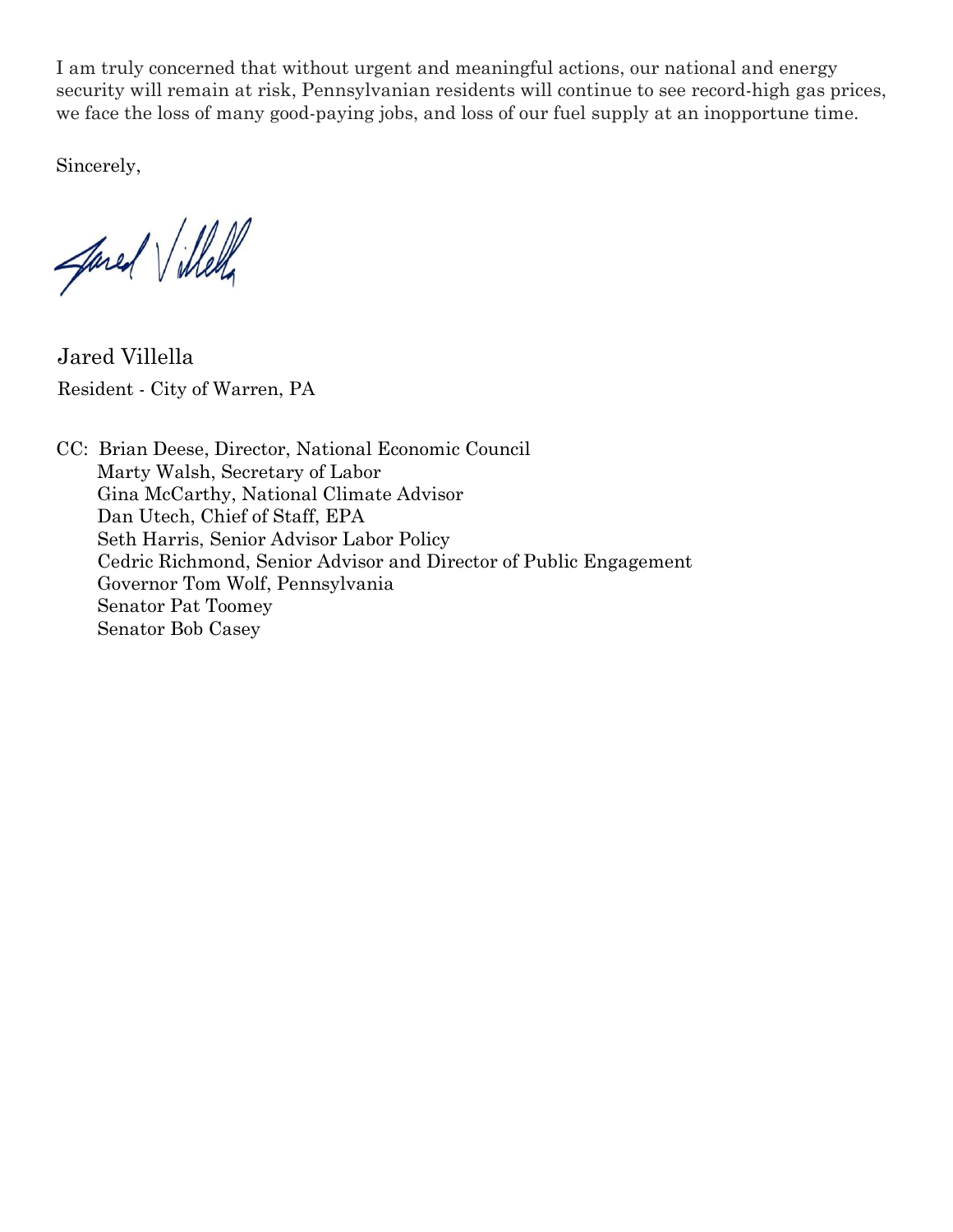I am truly concerned that without urgent and meaningful actions, our national and energy security will remain at risk, Pennsylvanian residents will continue to see record-high gas prices, we face the loss of many good-paying jobs, and loss of our fuel supply at an inopportune time.

Sincerely,

Jared Villella
Resident - City of Warren, PA

CC: Brian Deese, Director, National Economic Council
Marty Walsh, Secretary of Labor
Gina McCarthy, National Climate Advisor
Dan Utech, Chief of Staff, EPA
Seth Harris, Senior Advisor Labor Policy
Cedric Richmond, Senior Advisor and Director of Public Engagement
Governor Tom Wolf, Pennsylvania
Senator Pat Toomey
Senator Bob Casey